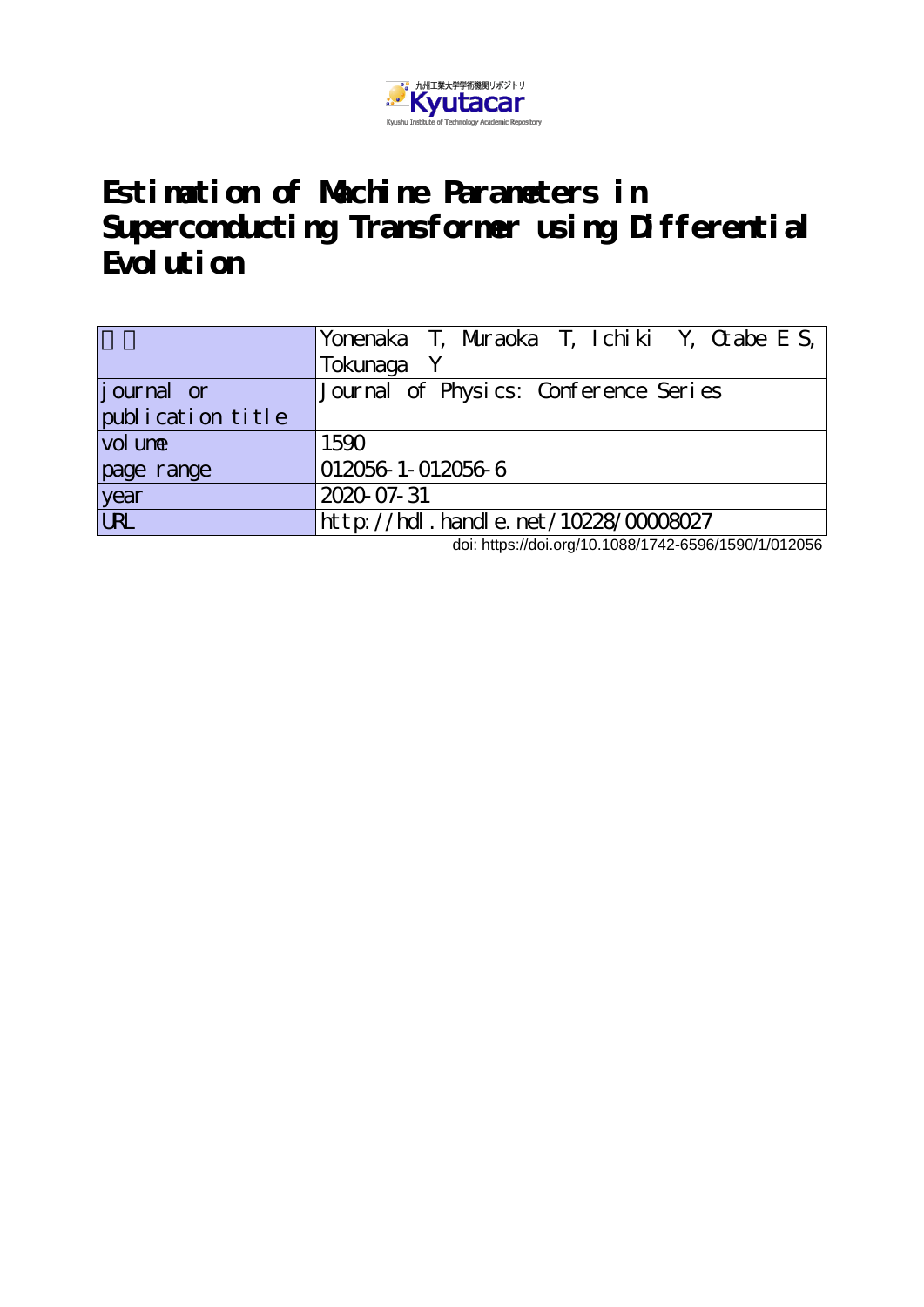# Estimation of Machine Parameters in Superconducting Transformer using Differential Evolution

| 著者 | Yonenaka T, Muraoka T, Ichiki Y, Otabe E S, Tokunaga Y |
|---|---|
| journal or publication title | Journal of Physics: Conference Series |
| volume | 1590 |
| page range | 012056-1-012056-6 |
| year | 2020-07-31 |
| URL | http://hdl.handle.net/10228/00008027 |

doi: https://doi.org/10.1088/1742-6596/1590/1/012056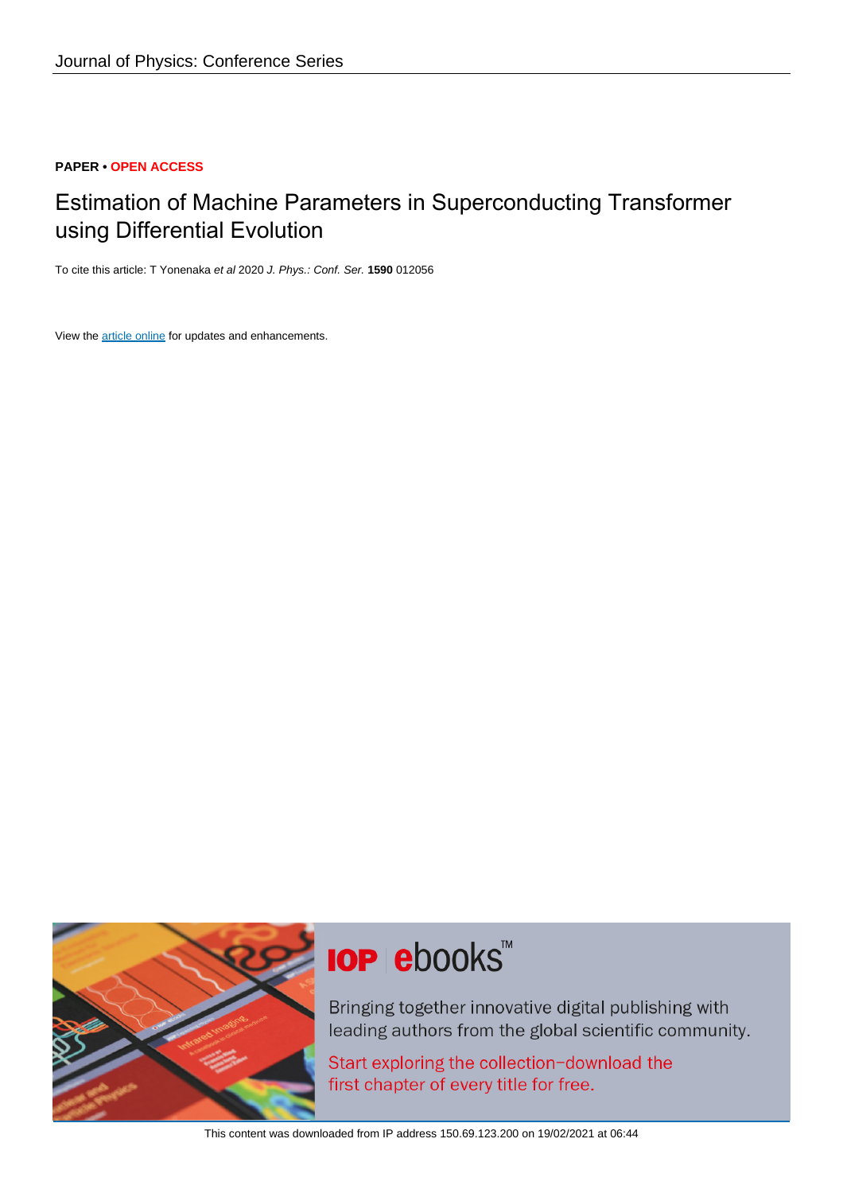Journal of Physics: Conference Series

**PAPER • OPEN ACCESS**

# Estimation of Machine Parameters in Superconducting Transformer using Differential Evolution

To cite this article: T Yonenaka *et al* 2020 *J. Phys.: Conf. Ser.* **1590** 012056

View the article online for updates and enhancements.

This content was downloaded from IP address 150.69.123.200 on 19/02/2021 at 06:44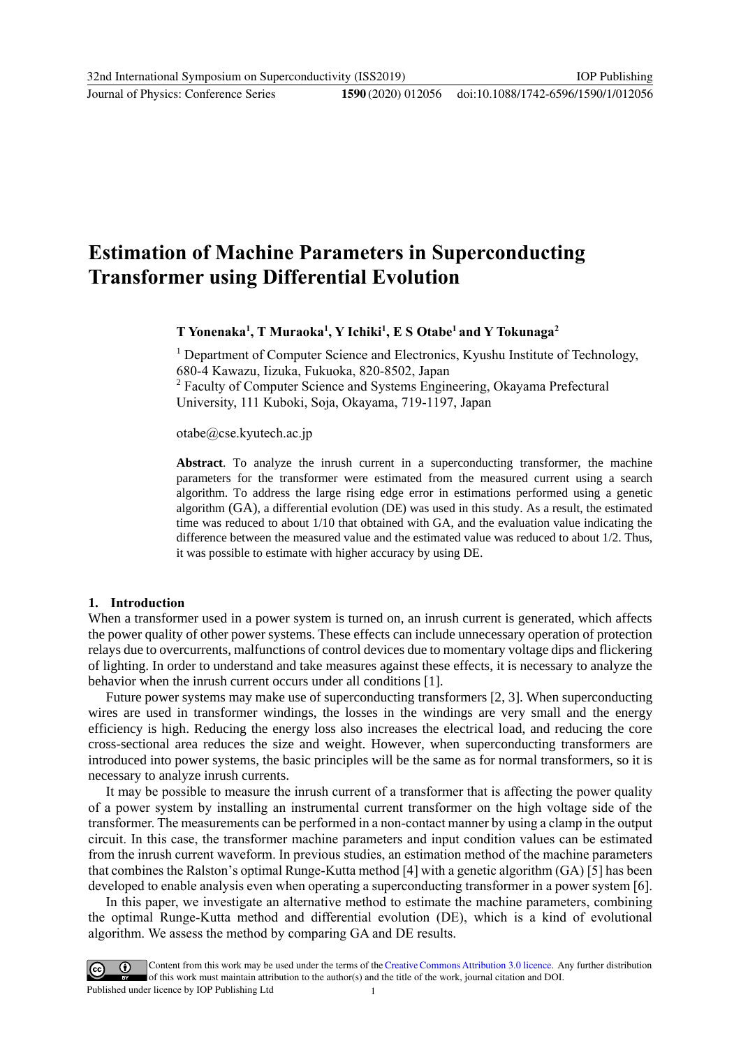# Estimation of Machine Parameters in Superconducting Transformer using Differential Evolution

**T Yonenaka[1], T Muraoka[1], Y Ichiki[1], E S Otabe[1] and Y Tokunaga[2]**

[1] Department of Computer Science and Electronics, Kyushu Institute of Technology, 680-4 Kawazu, Iizuka, Fukuoka, 820-8502, Japan

[2] Faculty of Computer Science and Systems Engineering, Okayama Prefectural University, 111 Kuboki, Soja, Okayama, 719-1197, Japan

otabe@cse.kyutech.ac.jp

**Abstract**. To analyze the inrush current in a superconducting transformer, the machine parameters for the transformer were estimated from the measured current using a search algorithm. To address the large rising edge error in estimations performed using a genetic algorithm (GA), a differential evolution (DE) was used in this study. As a result, the estimated time was reduced to about 1/10 that obtained with GA, and the evaluation value indicating the difference between the measured value and the estimated value was reduced to about 1/2. Thus, it was possible to estimate with higher accuracy by using DE.

## 1. Introduction

When a transformer used in a power system is turned on, an inrush current is generated, which affects the power quality of other power systems. These effects can include unnecessary operation of protection relays due to overcurrents, malfunctions of control devices due to momentary voltage dips and flickering of lighting. In order to understand and take measures against these effects, it is necessary to analyze the behavior when the inrush current occurs under all conditions [1].

Future power systems may make use of superconducting transformers [2, 3]. When superconducting wires are used in transformer windings, the losses in the windings are very small and the energy efficiency is high. Reducing the energy loss also increases the electrical load, and reducing the core cross-sectional area reduces the size and weight. However, when superconducting transformers are introduced into power systems, the basic principles will be the same as for normal transformers, so it is necessary to analyze inrush currents.

It may be possible to measure the inrush current of a transformer that is affecting the power quality of a power system by installing an instrumental current transformer on the high voltage side of the transformer. The measurements can be performed in a non-contact manner by using a clamp in the output circuit. In this case, the transformer machine parameters and input condition values can be estimated from the inrush current waveform. In previous studies, an estimation method of the machine parameters that combines the Ralston's optimal Runge-Kutta method [4] with a genetic algorithm (GA) [5] has been developed to enable analysis even when operating a superconducting transformer in a power system [6].

In this paper, we investigate an alternative method to estimate the machine parameters, combining the optimal Runge-Kutta method and differential evolution (DE), which is a kind of evolutional algorithm. We assess the method by comparing GA and DE results.

Content from this work may be used under the terms of the Creative Commons Attribution 3.0 licence. Any further distribution of this work must maintain attribution to the author(s) and the title of the work, journal citation and DOI.
Published under licence by IOP Publishing Ltd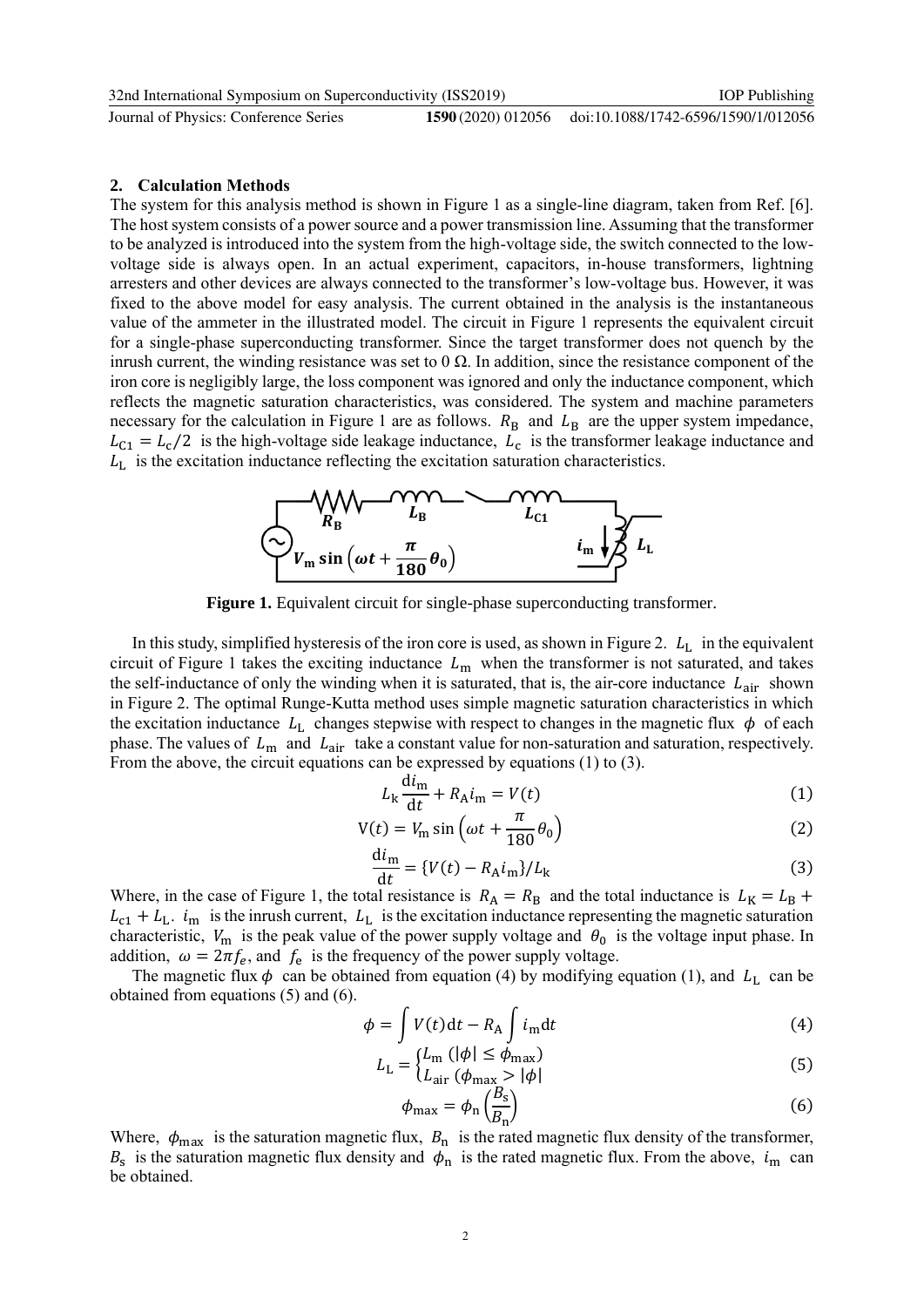## 2. Calculation Methods

The system for this analysis method is shown in Figure 1 as a single-line diagram, taken from Ref. [6]. The host system consists of a power source and a power transmission line. Assuming that the transformer to be analyzed is introduced into the system from the high-voltage side, the switch connected to the low-voltage side is always open. In an actual experiment, capacitors, in-house transformers, lightning arresters and other devices are always connected to the transformer's low-voltage bus. However, it was fixed to the above model for easy analysis. The current obtained in the analysis is the instantaneous value of the ammeter in the illustrated model. The circuit in Figure 1 represents the equivalent circuit for a single-phase superconducting transformer. Since the target transformer does not quench by the inrush current, the winding resistance was set to 0 Ω. In addition, since the resistance component of the iron core is negligibly large, the loss component was ignored and only the inductance component, which reflects the magnetic saturation characteristics, was considered. The system and machine parameters necessary for the calculation in Figure 1 are as follows. $R_\mathrm{B}$ and $L_\mathrm{B}$ are the upper system impedance, $L_\mathrm{C1} = L_\mathrm{c}/2$ is the high-voltage side leakage inductance, $L_\mathrm{c}$ is the transformer leakage inductance and $L_\mathrm{L}$ is the excitation inductance reflecting the excitation saturation characteristics.

**Figure 1.** Equivalent circuit for single-phase superconducting transformer.

In this study, simplified hysteresis of the iron core is used, as shown in Figure 2. $L_\mathrm{L}$ in the equivalent circuit of Figure 1 takes the exciting inductance $L_\mathrm{m}$ when the transformer is not saturated, and takes the self-inductance of only the winding when it is saturated, that is, the air-core inductance $L_\mathrm{air}$ shown in Figure 2. The optimal Runge-Kutta method uses simple magnetic saturation characteristics in which the excitation inductance $L_\mathrm{L}$ changes stepwise with respect to changes in the magnetic flux $\phi$ of each phase. The values of $L_\mathrm{m}$ and $L_\mathrm{air}$ take a constant value for non-saturation and saturation, respectively. From the above, the circuit equations can be expressed by equations (1) to (3).

$$L_\mathrm{k}\frac{\mathrm{d}i_\mathrm{m}}{\mathrm{d}t} + R_\mathrm{A}i_\mathrm{m} = V(t) \tag{1}$$

$$\mathrm{V}(t) = V_\mathrm{m}\sin\left(\omega t + \frac{\pi}{180}\theta_0\right) \tag{2}$$

$$\frac{\mathrm{d}i_\mathrm{m}}{\mathrm{d}t} = \{V(t) - R_\mathrm{A}i_\mathrm{m}\}/L_\mathrm{k} \tag{3}$$

Where, in the case of Figure 1, the total resistance is $R_\mathrm{A} = R_\mathrm{B}$ and the total inductance is $L_\mathrm{K} = L_\mathrm{B} + L_\mathrm{c1} + L_\mathrm{L}$. $i_\mathrm{m}$ is the inrush current, $L_\mathrm{L}$ is the excitation inductance representing the magnetic saturation characteristic, $V_\mathrm{m}$ is the peak value of the power supply voltage and $\theta_0$ is the voltage input phase. In addition, $\omega = 2\pi f_e$, and $f_\mathrm{e}$ is the frequency of the power supply voltage.

The magnetic flux $\phi$ can be obtained from equation (4) by modifying equation (1), and $L_\mathrm{L}$ can be obtained from equations (5) and (6).

$$\phi = \int V(t)\mathrm{d}t - R_\mathrm{A}\int i_\mathrm{m}\mathrm{d}t \tag{4}$$

$$L_\mathrm{L} = \begin{cases} L_\mathrm{m}\ (|\phi| \leq \phi_\mathrm{max}) \\ L_\mathrm{air}\ (\phi_\mathrm{max} > |\phi| \end{cases} \tag{5}$$

$$\phi_\mathrm{max} = \phi_\mathrm{n}\left(\frac{B_\mathrm{s}}{B_\mathrm{n}}\right) \tag{6}$$

Where, $\phi_\mathrm{max}$ is the saturation magnetic flux, $B_\mathrm{n}$ is the rated magnetic flux density of the transformer, $B_\mathrm{s}$ is the saturation magnetic flux density and $\phi_\mathrm{n}$ is the rated magnetic flux. From the above, $i_\mathrm{m}$ can be obtained.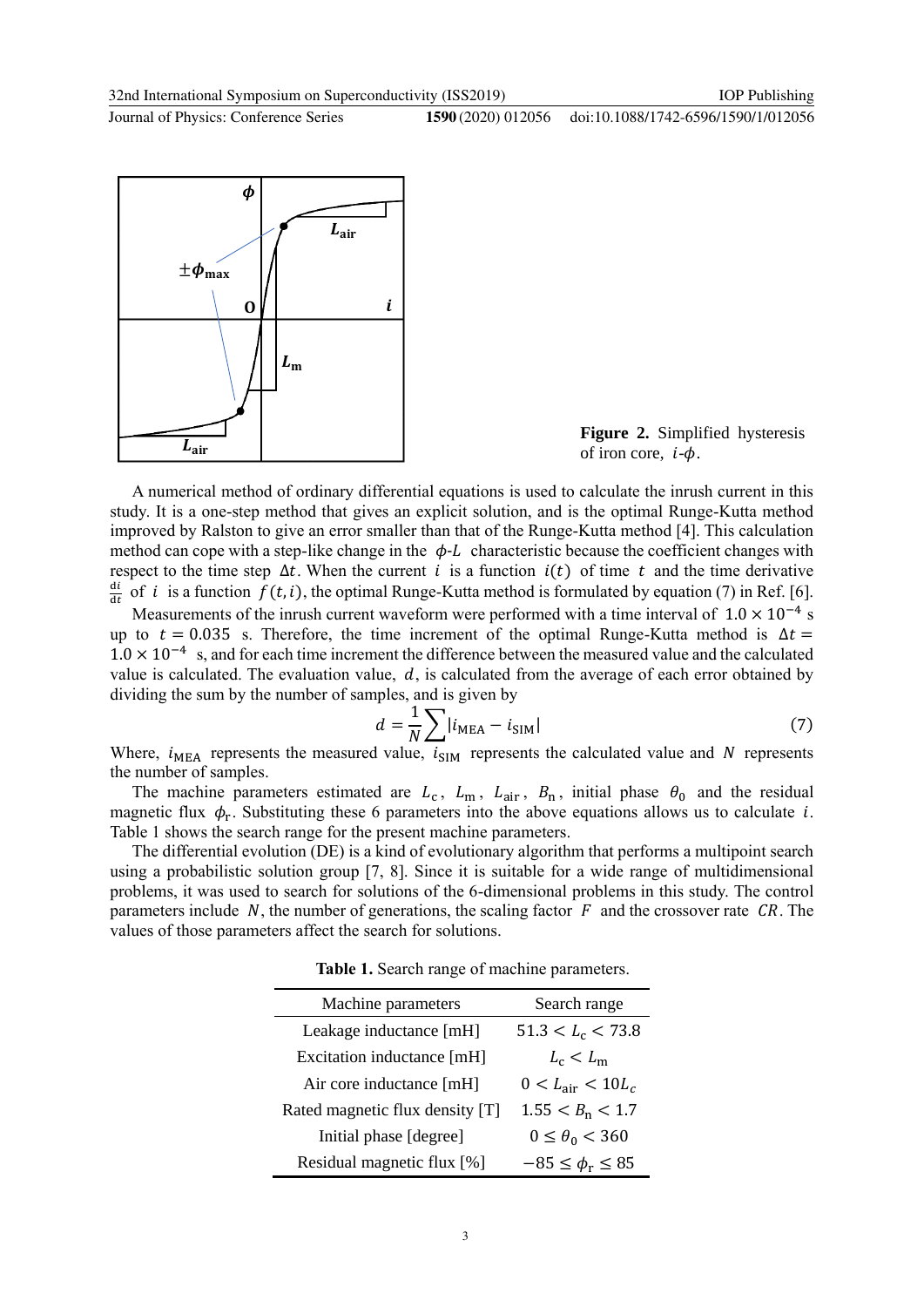**Figure 2.** Simplified hysteresis of iron core, $i$-$\phi$.

A numerical method of ordinary differential equations is used to calculate the inrush current in this study. It is a one-step method that gives an explicit solution, and is the optimal Runge-Kutta method improved by Ralston to give an error smaller than that of the Runge-Kutta method [4]. This calculation method can cope with a step-like change in the $\phi$-$L$ characteristic because the coefficient changes with respect to the time step $\Delta t$. When the current $i$ is a function $i(t)$ of time $t$ and the time derivative $\frac{di}{dt}$ of $i$ is a function $f(t,i)$, the optimal Runge-Kutta method is formulated by equation (7) in Ref. [6].

Measurements of the inrush current waveform were performed with a time interval of $1.0 \times 10^{-4}$ s up to $t = 0.035$ s. Therefore, the time increment of the optimal Runge-Kutta method is $\Delta t = 1.0 \times 10^{-4}$ s, and for each time increment the difference between the measured value and the calculated value is calculated. The evaluation value, $d$, is calculated from the average of each error obtained by dividing the sum by the number of samples, and is given by

$$d = \frac{1}{N}\sum |i_{\text{MEA}} - i_{\text{SIM}}| \tag{7}$$

Where, $i_{\text{MEA}}$ represents the measured value, $i_{\text{SIM}}$ represents the calculated value and $N$ represents the number of samples.

The machine parameters estimated are $L_{\text{c}}$, $L_{\text{m}}$, $L_{\text{air}}$, $B_{\text{n}}$, initial phase $\theta_0$ and the residual magnetic flux $\phi_{\text{r}}$. Substituting these 6 parameters into the above equations allows us to calculate $i$. Table 1 shows the search range for the present machine parameters.

The differential evolution (DE) is a kind of evolutionary algorithm that performs a multipoint search using a probabilistic solution group [7, 8]. Since it is suitable for a wide range of multidimensional problems, it was used to search for solutions of the 6-dimensional problems in this study. The control parameters include $N$, the number of generations, the scaling factor $F$ and the crossover rate $CR$. The values of those parameters affect the search for solutions.

**Table 1.** Search range of machine parameters.

| Machine parameters | Search range |
|---|---|
| Leakage inductance [mH] | $51.3 < L_{\text{c}} < 73.8$ |
| Excitation inductance [mH] | $L_{\text{c}} < L_{\text{m}}$ |
| Air core inductance [mH] | $0 < L_{\text{air}} < 10L_c$ |
| Rated magnetic flux density [T] | $1.55 < B_{\text{n}} < 1.7$ |
| Initial phase [degree] | $0 \leq \theta_0 < 360$ |
| Residual magnetic flux [%] | $-85 \leq \phi_{\text{r}} \leq 85$ |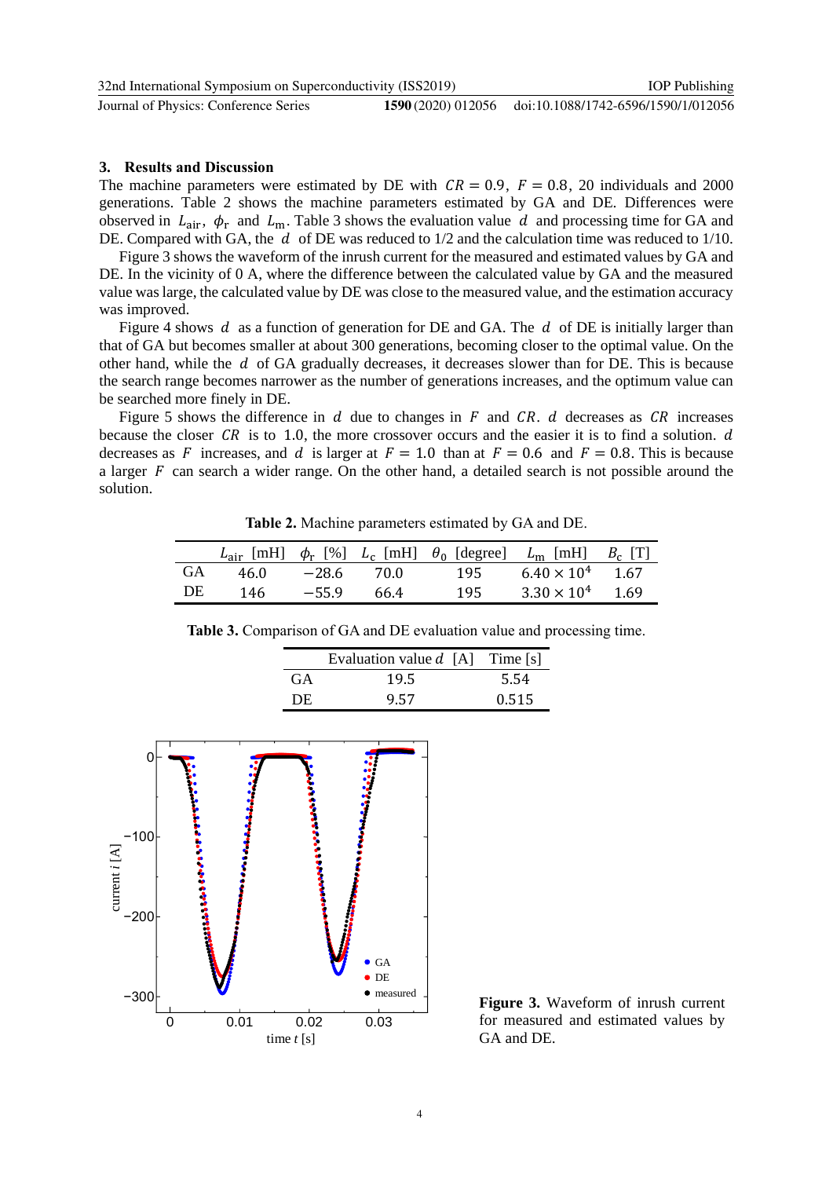## 3. Results and Discussion

The machine parameters were estimated by DE with $CR = 0.9$, $F = 0.8$, 20 individuals and 2000 generations. Table 2 shows the machine parameters estimated by GA and DE. Differences were observed in $L_{\mathrm{air}}$, $\phi_{\mathrm{r}}$ and $L_{\mathrm{m}}$. Table 3 shows the evaluation value $d$ and processing time for GA and DE. Compared with GA, the $d$ of DE was reduced to 1/2 and the calculation time was reduced to 1/10.

Figure 3 shows the waveform of the inrush current for the measured and estimated values by GA and DE. In the vicinity of 0 A, where the difference between the calculated value by GA and the measured value was large, the calculated value by DE was close to the measured value, and the estimation accuracy was improved.

Figure 4 shows $d$ as a function of generation for DE and GA. The $d$ of DE is initially larger than that of GA but becomes smaller at about 300 generations, becoming closer to the optimal value. On the other hand, while the $d$ of GA gradually decreases, it decreases slower than for DE. This is because the search range becomes narrower as the number of generations increases, and the optimum value can be searched more finely in DE.

Figure 5 shows the difference in $d$ due to changes in $F$ and $CR$. $d$ decreases as $CR$ increases because the closer $CR$ is to 1.0, the more crossover occurs and the easier it is to find a solution. $d$ decreases as $F$ increases, and $d$ is larger at $F = 1.0$ than at $F = 0.6$ and $F = 0.8$. This is because a larger $F$ can search a wider range. On the other hand, a detailed search is not possible around the solution.

**Table 2.** Machine parameters estimated by GA and DE.

| | $L_{\mathrm{air}}$ [mH] | $\phi_{\mathrm{r}}$ [%] | $L_{\mathrm{c}}$ [mH] | $\theta_0$ [degree] | $L_{\mathrm{m}}$ [mH] | $B_{\mathrm{c}}$ [T] |
|---|---|---|---|---|---|---|
| GA | 46.0 | −28.6 | 70.0 | 195 | $6.40 \times 10^4$ | 1.67 |
| DE | 146 | −55.9 | 66.4 | 195 | $3.30 \times 10^4$ | 1.69 |

**Table 3.** Comparison of GA and DE evaluation value and processing time.

| | Evaluation value $d$ [A] | Time [s] |
|---|---|---|
| GA | 19.5 | 5.54 |
| DE | 9.57 | 0.515 |

**Figure 3.** Waveform of inrush current for measured and estimated values by GA and DE.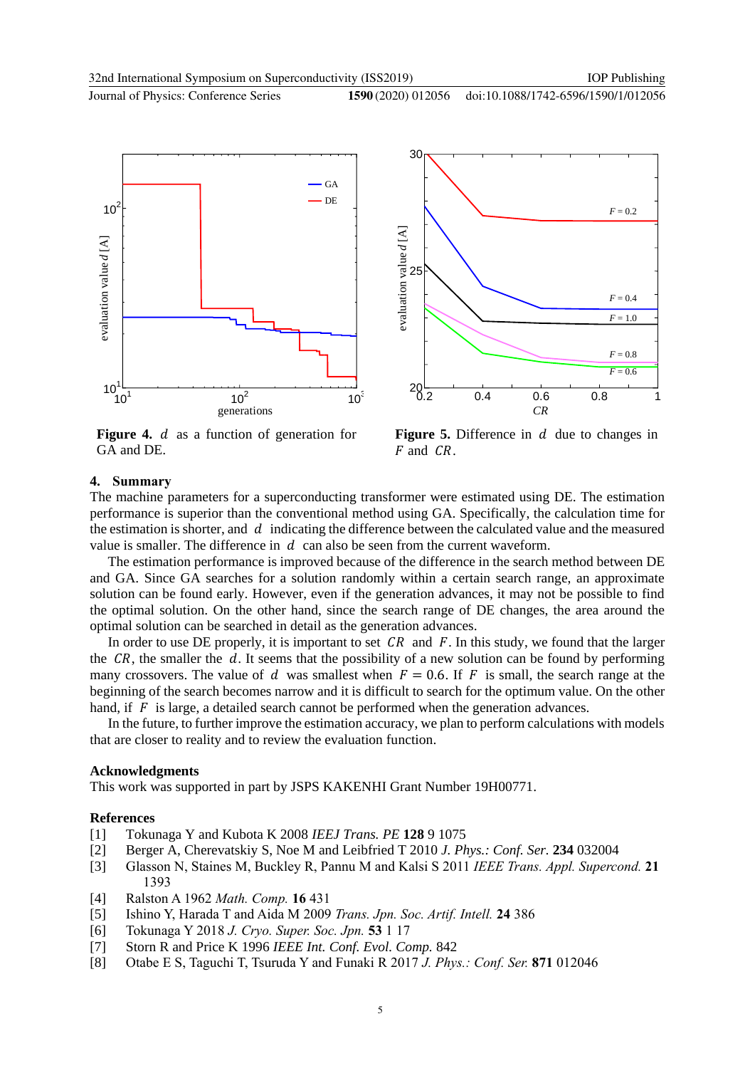evaluation value $d$ [A]

$10^2$

$10^1$

$10^1$

$10^2$

$10^3$

generations

GA

DE

**Figure 4.** $d$ as a function of generation for GA and DE.

evaluation value $d$ [A]

30

25

20

0.2

0.4

0.6

0.8

1

$CR$

$F = 0.2$

$F = 0.4$

$F = 1.0$

$F = 0.8$

$F = 0.6$

**Figure 5.** Difference in $d$ due to changes in $F$ and $CR$.

## 4. Summary

The machine parameters for a superconducting transformer were estimated using DE. The estimation performance is superior than the conventional method using GA. Specifically, the calculation time for the estimation is shorter, and $d$ indicating the difference between the calculated value and the measured value is smaller. The difference in $d$ can also be seen from the current waveform.

The estimation performance is improved because of the difference in the search method between DE and GA. Since GA searches for a solution randomly within a certain search range, an approximate solution can be found early. However, even if the generation advances, it may not be possible to find the optimal solution. On the other hand, since the search range of DE changes, the area around the optimal solution can be searched in detail as the generation advances.

In order to use DE properly, it is important to set $CR$ and $F$. In this study, we found that the larger the $CR$, the smaller the $d$. It seems that the possibility of a new solution can be found by performing many crossovers. The value of $d$ was smallest when $F = 0.6$. If $F$ is small, the search range at the beginning of the search becomes narrow and it is difficult to search for the optimum value. On the other hand, if $F$ is large, a detailed search cannot be performed when the generation advances.

In the future, to further improve the estimation accuracy, we plan to perform calculations with models that are closer to reality and to review the evaluation function.

## Acknowledgments

This work was supported in part by JSPS KAKENHI Grant Number 19H00771.

## References

[1] Tokunaga Y and Kubota K 2008 *IEEJ Trans. PE* **128** 9 1075

[2] Berger A, Cherevatskiy S, Noe M and Leibfried T 2010 *J. Phys.: Conf. Ser.* **234** 032004

[3] Glasson N, Staines M, Buckley R, Pannu M and Kalsi S 2011 *IEEE Trans. Appl. Supercond.* **21** 1393

[4] Ralston A 1962 *Math. Comp.* **16** 431

[5] Ishino Y, Harada T and Aida M 2009 *Trans. Jpn. Soc. Artif. Intell.* **24** 386

[6] Tokunaga Y 2018 *J. Cryo. Super. Soc. Jpn.* **53** 1 17

[7] Storn R and Price K 1996 *IEEE Int. Conf. Evol. Comp.* 842

[8] Otabe E S, Taguchi T, Tsuruda Y and Funaki R 2017 *J. Phys.: Conf. Ser.* **871** 012046